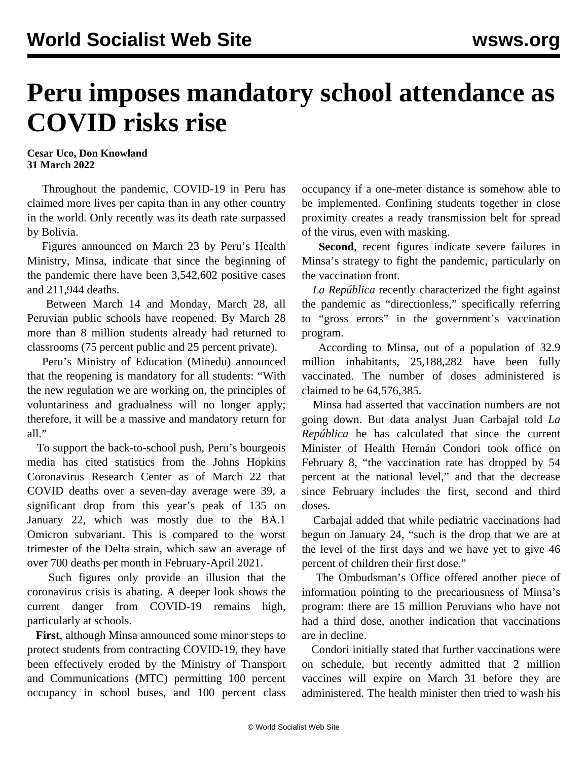# Peru imposes mandatory school attendance as COVID risks rise

**Cesar Uco, Don Knowland**
**31 March 2022**

Throughout the pandemic, COVID-19 in Peru has claimed more lives per capita than in any other country in the world. Only recently was its death rate surpassed by Bolivia.

Figures announced on March 23 by Peru's Health Ministry, Minsa, indicate that since the beginning of the pandemic there have been 3,542,602 positive cases and 211,944 deaths.

Between March 14 and Monday, March 28, all Peruvian public schools have reopened. By March 28 more than 8 million students already had returned to classrooms (75 percent public and 25 percent private).

Peru's Ministry of Education (Minedu) announced that the reopening is mandatory for all students: "With the new regulation we are working on, the principles of voluntariness and gradualness will no longer apply; therefore, it will be a massive and mandatory return for all."

To support the back-to-school push, Peru's bourgeois media has cited statistics from the Johns Hopkins Coronavirus Research Center as of March 22 that COVID deaths over a seven-day average were 39, a significant drop from this year's peak of 135 on January 22, which was mostly due to the BA.1 Omicron subvariant. This is compared to the worst trimester of the Delta strain, which saw an average of over 700 deaths per month in February-April 2021.

Such figures only provide an illusion that the coronavirus crisis is abating. A deeper look shows the current danger from COVID-19 remains high, particularly at schools.

**First**, although Minsa announced some minor steps to protect students from contracting COVID-19, they have been effectively eroded by the Ministry of Transport and Communications (MTC) permitting 100 percent occupancy in school buses, and 100 percent class occupancy if a one-meter distance is somehow able to be implemented. Confining students together in close proximity creates a ready transmission belt for spread of the virus, even with masking.

**Second**, recent figures indicate severe failures in Minsa's strategy to fight the pandemic, particularly on the vaccination front.

*La República* recently characterized the fight against the pandemic as "directionless," specifically referring to "gross errors" in the government's vaccination program.

According to Minsa, out of a population of 32.9 million inhabitants, 25,188,282 have been fully vaccinated. The number of doses administered is claimed to be 64,576,385.

Minsa had asserted that vaccination numbers are not going down. But data analyst Juan Carbajal told *La República* he has calculated that since the current Minister of Health Hernán Condori took office on February 8, "the vaccination rate has dropped by 54 percent at the national level," and that the decrease since February includes the first, second and third doses.

Carbajal added that while pediatric vaccinations had begun on January 24, "such is the drop that we are at the level of the first days and we have yet to give 46 percent of children their first dose."

The Ombudsman's Office offered another piece of information pointing to the precariousness of Minsa's program: there are 15 million Peruvians who have not had a third dose, another indication that vaccinations are in decline.

Condori initially stated that further vaccinations were on schedule, but recently admitted that 2 million vaccines will expire on March 31 before they are administered. The health minister then tried to wash his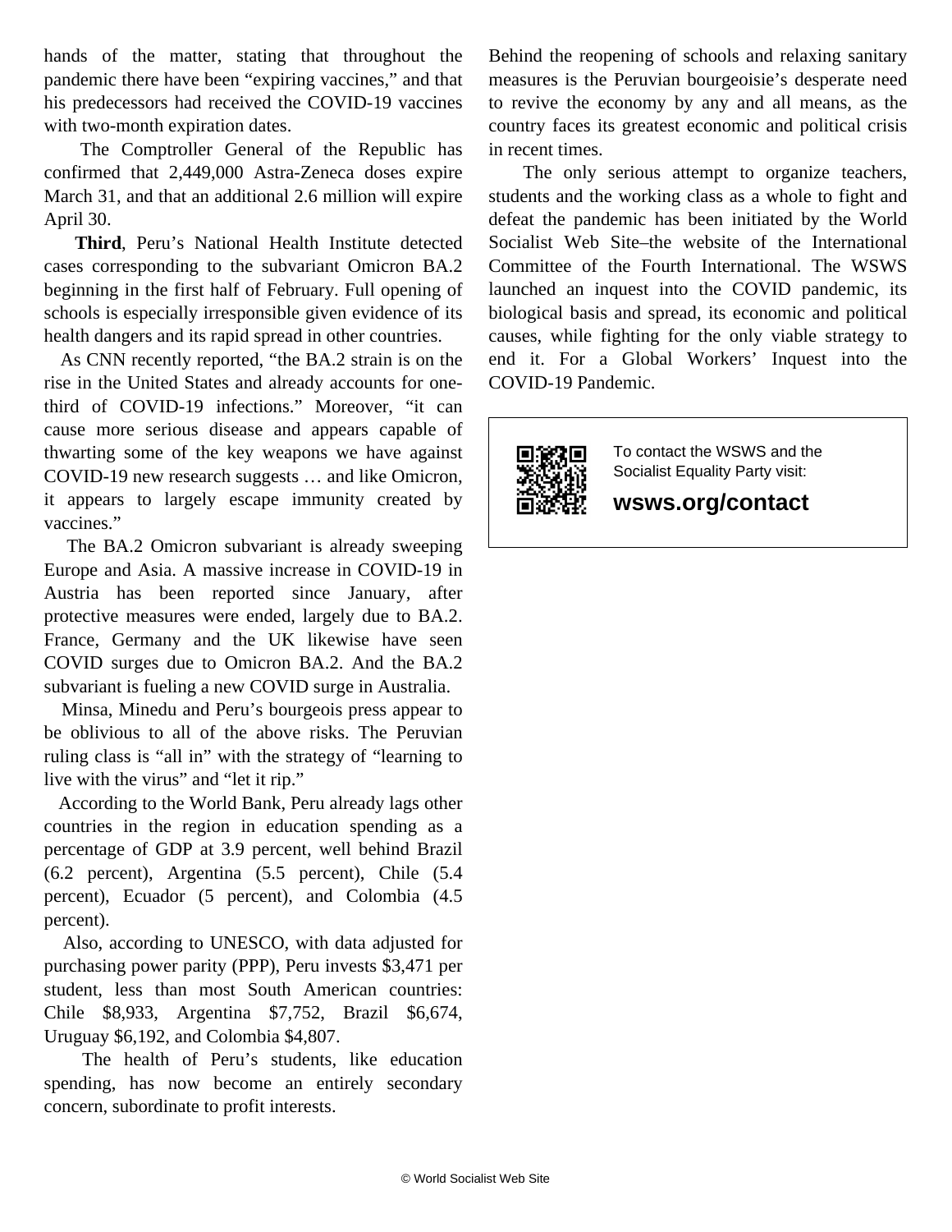hands of the matter, stating that throughout the pandemic there have been "expiring vaccines," and that his predecessors had received the COVID-19 vaccines with two-month expiration dates.

The Comptroller General of the Republic has confirmed that 2,449,000 Astra-Zeneca doses expire March 31, and that an additional 2.6 million will expire April 30.

**Third**, Peru's National Health Institute detected cases corresponding to the subvariant Omicron BA.2 beginning in the first half of February. Full opening of schools is especially irresponsible given evidence of its health dangers and its rapid spread in other countries.

As CNN recently reported, "the BA.2 strain is on the rise in the United States and already accounts for one-third of COVID-19 infections." Moreover, "it can cause more serious disease and appears capable of thwarting some of the key weapons we have against COVID-19 new research suggests … and like Omicron, it appears to largely escape immunity created by vaccines."

The BA.2 Omicron subvariant is already sweeping Europe and Asia. A massive increase in COVID-19 in Austria has been reported since January, after protective measures were ended, largely due to BA.2. France, Germany and the UK likewise have seen COVID surges due to Omicron BA.2. And the BA.2 subvariant is fueling a new COVID surge in Australia.

Minsa, Minedu and Peru's bourgeois press appear to be oblivious to all of the above risks. The Peruvian ruling class is "all in" with the strategy of "learning to live with the virus" and "let it rip."

According to the World Bank, Peru already lags other countries in the region in education spending as a percentage of GDP at 3.9 percent, well behind Brazil (6.2 percent), Argentina (5.5 percent), Chile (5.4 percent), Ecuador (5 percent), and Colombia (4.5 percent).

Also, according to UNESCO, with data adjusted for purchasing power parity (PPP), Peru invests $3,471 per student, less than most South American countries: Chile $8,933, Argentina $7,752, Brazil $6,674, Uruguay $6,192, and Colombia $4,807.

The health of Peru's students, like education spending, has now become an entirely secondary concern, subordinate to profit interests.

Behind the reopening of schools and relaxing sanitary measures is the Peruvian bourgeoisie's desperate need to revive the economy by any and all means, as the country faces its greatest economic and political crisis in recent times.

The only serious attempt to organize teachers, students and the working class as a whole to fight and defeat the pandemic has been initiated by the World Socialist Web Site–the website of the International Committee of the Fourth International. The WSWS launched an inquest into the COVID pandemic, its biological basis and spread, its economic and political causes, while fighting for the only viable strategy to end it. For a Global Workers' Inquest into the COVID-19 Pandemic.

To contact the WSWS and the Socialist Equality Party visit:

**wsws.org/contact**